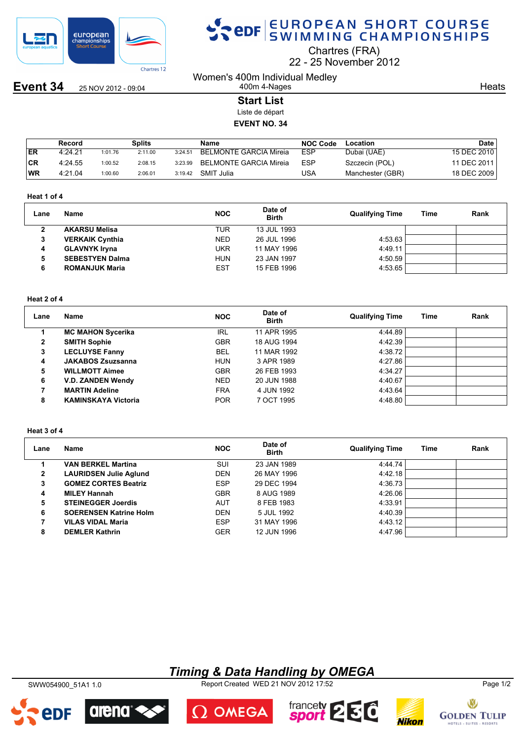# EUROPEAN SHORT COURSE SWIMMING CHAMPIONSHIPS

Chartres (FRA)
22 - 25 November 2012

**Event 34** 25 NOV 2012 - 09:04

Women's 400m Individual Medley
400m 4-Nages

Heats

## Start List

Liste de départ

**EVENT NO. 34**

| | Record | Splits | | | Name | NOC Code | Location | Date |
|---|---|---|---|---|---|---|---|---|
| ER | 4:24.21 | 1:01.76 | 2:11.00 | 3:24.51 | BELMONTE GARCIA Mireia | ESP | Dubai (UAE) | 15 DEC 2010 |
| CR | 4:24.55 | 1:00.52 | 2:08.15 | 3:23.99 | BELMONTE GARCIA Mireia | ESP | Szczecin (POL) | 11 DEC 2011 |
| WR | 4:21.04 | 1:00.60 | 2:06.01 | 3:19.42 | SMIT Julia | USA | Manchester (GBR) | 18 DEC 2009 |

**Heat 1 of 4**

| Lane | Name | NOC | Date of Birth | Qualifying Time | Time | Rank |
|---|---|---|---|---|---|---|
| 2 | **AKARSU Melisa** | TUR | 13 JUL 1993 | | | |
| 3 | **VERKAIK Cynthia** | NED | 26 JUL 1996 | 4:53.63 | | |
| 4 | **GLAVNYK Iryna** | UKR | 11 MAY 1996 | 4:49.11 | | |
| 5 | **SEBESTYEN Dalma** | HUN | 23 JAN 1997 | 4:50.59 | | |
| 6 | **ROMANJUK Maria** | EST | 15 FEB 1996 | 4:53.65 | | |

**Heat 2 of 4**

| Lane | Name | NOC | Date of Birth | Qualifying Time | Time | Rank |
|---|---|---|---|---|---|---|
| 1 | **MC MAHON Sycerika** | IRL | 11 APR 1995 | 4:44.89 | | |
| 2 | **SMITH Sophie** | GBR | 18 AUG 1994 | 4:42.39 | | |
| 3 | **LECLUYSE Fanny** | BEL | 11 MAR 1992 | 4:38.72 | | |
| 4 | **JAKABOS Zsuzsanna** | HUN | 3 APR 1989 | 4:27.86 | | |
| 5 | **WILLMOTT Aimee** | GBR | 26 FEB 1993 | 4:34.27 | | |
| 6 | **V.D. ZANDEN Wendy** | NED | 20 JUN 1988 | 4:40.67 | | |
| 7 | **MARTIN Adeline** | FRA | 4 JUN 1992 | 4:43.64 | | |
| 8 | **KAMINSKAYA Victoria** | POR | 7 OCT 1995 | 4:48.80 | | |

**Heat 3 of 4**

| Lane | Name | NOC | Date of Birth | Qualifying Time | Time | Rank |
|---|---|---|---|---|---|---|
| 1 | **VAN BERKEL Martina** | SUI | 23 JAN 1989 | 4:44.74 | | |
| 2 | **LAURIDSEN Julie Aglund** | DEN | 26 MAY 1996 | 4:42.18 | | |
| 3 | **GOMEZ CORTES Beatriz** | ESP | 29 DEC 1994 | 4:36.73 | | |
| 4 | **MILEY Hannah** | GBR | 8 AUG 1989 | 4:26.06 | | |
| 5 | **STEINEGGER Joerdis** | AUT | 8 FEB 1983 | 4:33.91 | | |
| 6 | **SOERENSEN Katrine Holm** | DEN | 5 JUL 1992 | 4:40.39 | | |
| 7 | **VILAS VIDAL Maria** | ESP | 31 MAY 1996 | 4:43.12 | | |
| 8 | **DEMLER Kathrin** | GER | 12 JUN 1996 | 4:47.96 | | |

*Timing & Data Handling by OMEGA*

SWW054900_51A1 1.0 Report Created WED 21 NOV 2012 17:52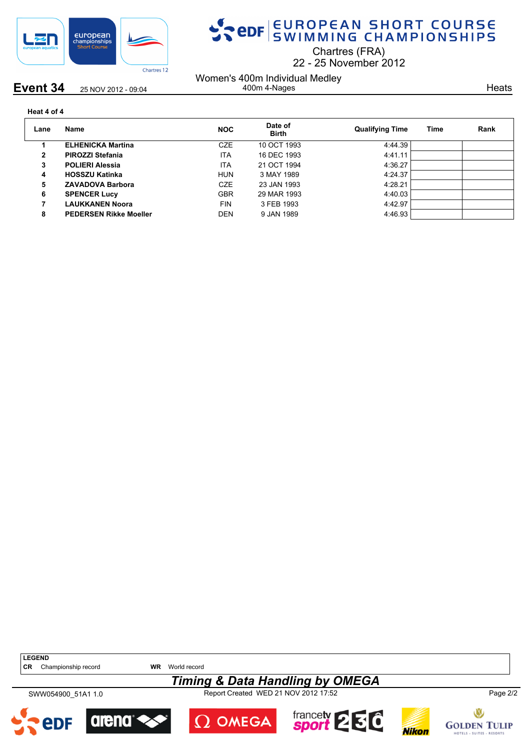# EUROPEAN SHORT COURSE SWIMMING CHAMPIONSHIPS

Chartres (FRA)
22 - 25 November 2012

**Event 34** 25 NOV 2012 - 09:04

Women's 400m Individual Medley
400m 4-Nages

Heats

**Heat 4 of 4**

| Lane | Name | NOC | Date of Birth | Qualifying Time | Time | Rank |
|---|---|---|---|---|---|---|
| 1 | **ELHENICKA Martina** | CZE | 10 OCT 1993 | 4:44.39 | | |
| 2 | **PIROZZI Stefania** | ITA | 16 DEC 1993 | 4:41.11 | | |
| 3 | **POLIERI Alessia** | ITA | 21 OCT 1994 | 4:36.27 | | |
| 4 | **HOSSZU Katinka** | HUN | 3 MAY 1989 | 4:24.37 | | |
| 5 | **ZAVADOVA Barbora** | CZE | 23 JAN 1993 | 4:28.21 | | |
| 6 | **SPENCER Lucy** | GBR | 29 MAR 1993 | 4:40.03 | | |
| 7 | **LAUKKANEN Noora** | FIN | 3 FEB 1993 | 4:42.97 | | |
| 8 | **PEDERSEN Rikke Moeller** | DEN | 9 JAN 1989 | 4:46.93 | | |

**LEGEND**
**CR** Championship record **WR** World record

***Timing & Data Handling by OMEGA***

SWW054900_51A1 1.0 Report Created WED 21 NOV 2012 17:52